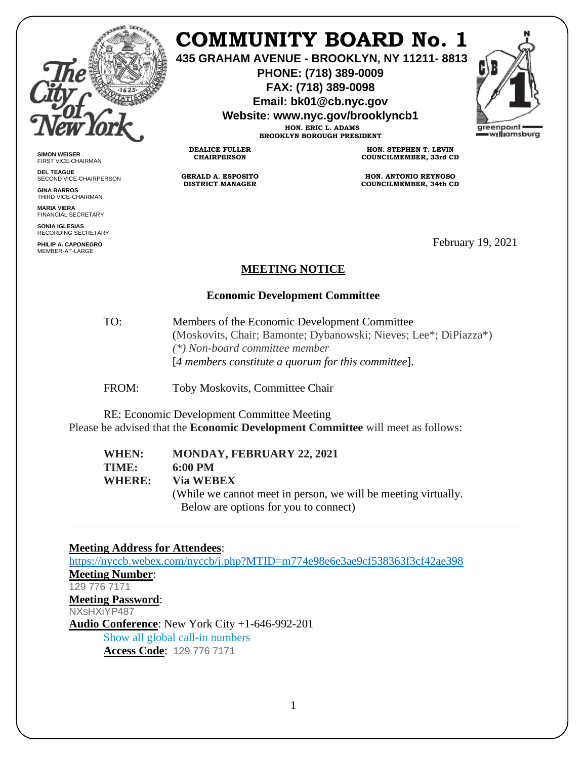# COMMUNITY BOARD No. 1

**435 GRAHAM AVENUE - BROOKLYN, NY 11211- 8813**
**PHONE: (718) 389-0009**
**FAX: (718) 389-0098**
**Email: bk01@cb.nyc.gov**
**Website: www.nyc.gov/brooklyncb1**

**HON. ERIC L. ADAMS**
**BROOKLYN BOROUGH PRESIDENT**

**DEALICE FULLER**
**CHAIRPERSON**

**HON. STEPHEN T. LEVIN**
**COUNCILMEMBER, 33rd CD**

**GERALD A. ESPOSITO**
**DISTRICT MANAGER**

**HON. ANTONIO REYNOSO**
**COUNCILMEMBER, 34th CD**

**SIMON WEISER**
FIRST VICE-CHAIRMAN

**DEL TEAGUE**
SECOND VICE-CHAIRPERSON

**GINA BARROS**
THIRD VICE-CHAIRMAN

**MARIA VIERA**
FINANCIAL SECRETARY

**SONIA IGLESIAS**
RECORDING SECRETARY

**PHILIP A. CAPONEGRO**
MEMBER-AT-LARGE

February 19, 2021

## MEETING NOTICE

### Economic Development Committee

TO: Members of the Economic Development Committee
(Moskovits, Chair; Bamonte; Dybanowski; Nieves; Lee*; DiPiazza*)
*(\*) Non-board committee member*
[*4 members constitute a quorum for this committee*].

FROM: Toby Moskovits, Committee Chair

RE: Economic Development Committee Meeting
Please be advised that the **Economic Development Committee** will meet as follows:

**WHEN:** **MONDAY, FEBRUARY 22, 2021**
**TIME:** **6:00 PM**
**WHERE:** **Via WEBEX**
(While we cannot meet in person, we will be meeting virtually. Below are options for you to connect)

---

**Meeting Address for Attendees**:
https://nyccb.webex.com/nyccb/j.php?MTID=m774e98e6e3ae9cf538363f3cf42ae398
**Meeting Number**:
129 776 7171
**Meeting Password**:
NXsHXiYP487
**Audio Conference**: New York City +1-646-992-201
Show all global call-in numbers
**Access Code**: 129 776 7171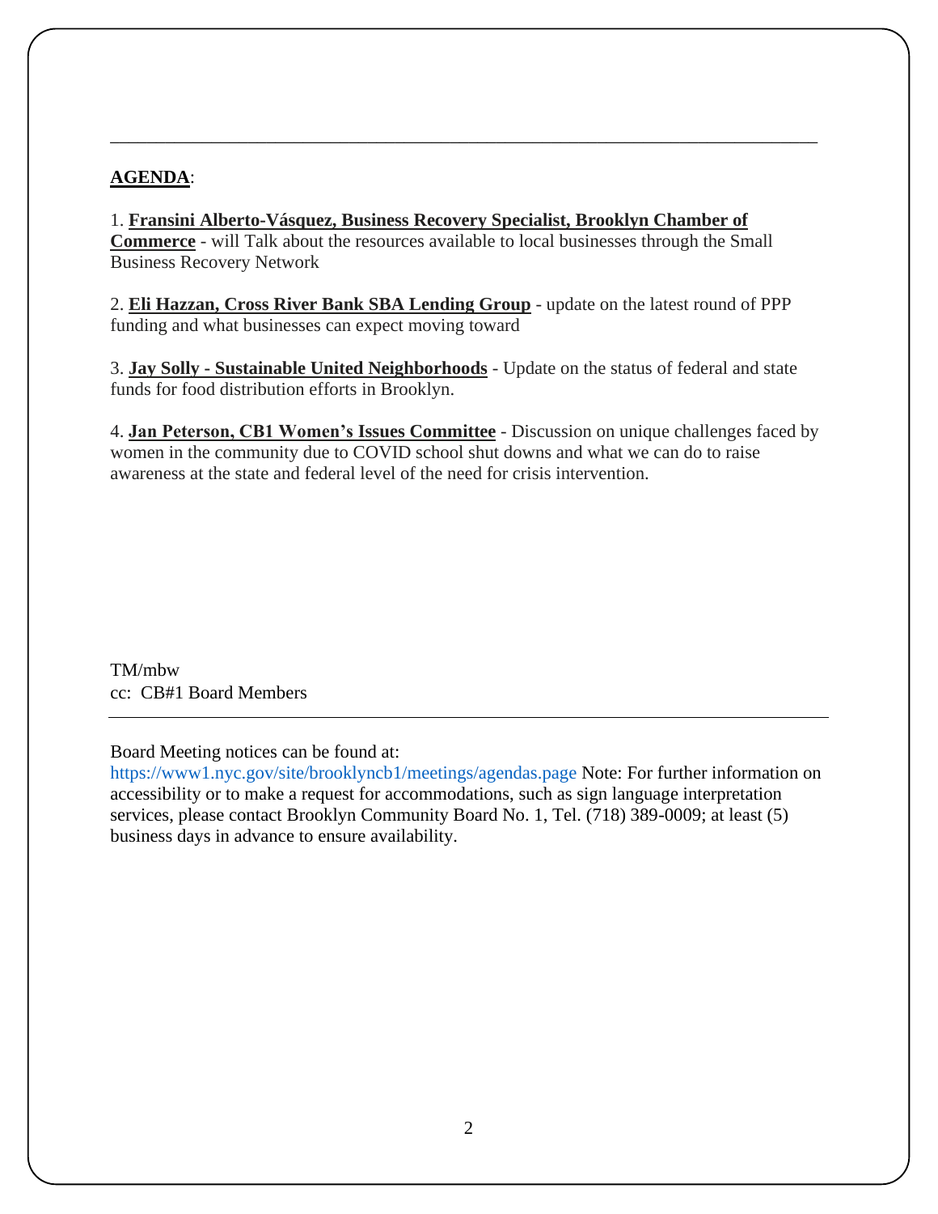---

**AGENDA**:

1. **Fransini Alberto-Vásquez, Business Recovery Specialist, Brooklyn Chamber of Commerce** - will Talk about the resources available to local businesses through the Small Business Recovery Network

2. **Eli Hazzan, Cross River Bank SBA Lending Group** - update on the latest round of PPP funding and what businesses can expect moving toward

3. **Jay Solly - Sustainable United Neighborhoods** - Update on the status of federal and state funds for food distribution efforts in Brooklyn.

4. **Jan Peterson, CB1 Women's Issues Committee** - Discussion on unique challenges faced by women in the community due to COVID school shut downs and what we can do to raise awareness at the state and federal level of the need for crisis intervention.

TM/mbw
cc: CB#1 Board Members

---

Board Meeting notices can be found at:
https://www1.nyc.gov/site/brooklyncb1/meetings/agendas.page Note: For further information on accessibility or to make a request for accommodations, such as sign language interpretation services, please contact Brooklyn Community Board No. 1, Tel. (718) 389-0009; at least (5) business days in advance to ensure availability.